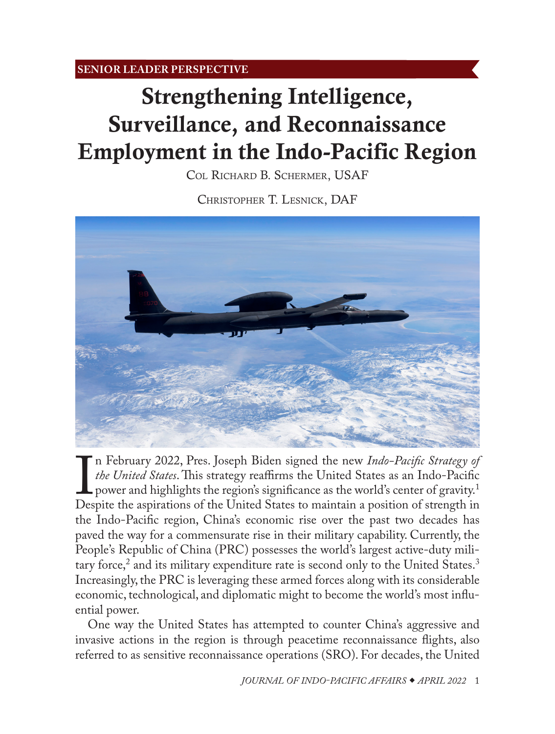SENIOR LEADER PERSPECTIVE

# Strengthening Intelligence, Surveillance, and Reconnaissance Employment in the Indo-Pacific Region

Col Richard B. Schermer, USAF

Christopher T. Lesnick, DAF

In February 2022, Pres. Joseph Biden signed the new *Indo-Pacific Strategy of the United States*. This strategy reaffirms the United States as an Indo-Pacific power and highlights the region's significance as the world's center of gravity.[1] Despite the aspirations of the United States to maintain a position of strength in the Indo-Pacific region, China's economic rise over the past two decades has paved the way for a commensurate rise in their military capability. Currently, the People's Republic of China (PRC) possesses the world's largest active-duty military force,[2] and its military expenditure rate is second only to the United States.[3] Increasingly, the PRC is leveraging these armed forces along with its considerable economic, technological, and diplomatic might to become the world's most influential power.

One way the United States has attempted to counter China's aggressive and invasive actions in the region is through peacetime reconnaissance flights, also referred to as sensitive reconnaissance operations (SRO). For decades, the United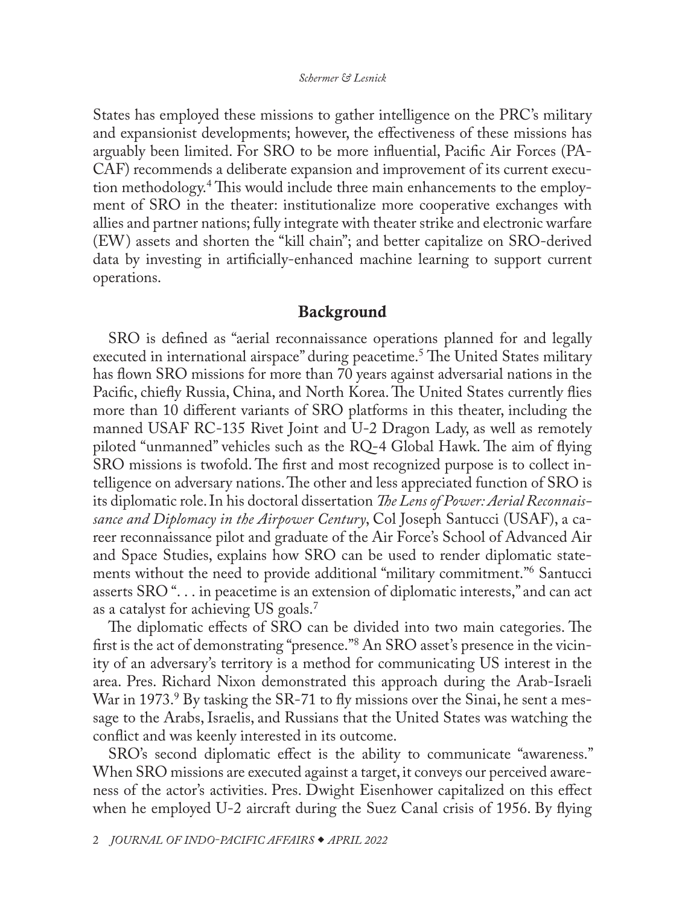States has employed these missions to gather intelligence on the PRC's military and expansionist developments; however, the effectiveness of these missions has arguably been limited. For SRO to be more influential, Pacific Air Forces (PACAF) recommends a deliberate expansion and improvement of its current execution methodology.[4] This would include three main enhancements to the employment of SRO in the theater: institutionalize more cooperative exchanges with allies and partner nations; fully integrate with theater strike and electronic warfare (EW) assets and shorten the "kill chain"; and better capitalize on SRO-derived data by investing in artificially-enhanced machine learning to support current operations.

## Background

SRO is defined as "aerial reconnaissance operations planned for and legally executed in international airspace" during peacetime.[5] The United States military has flown SRO missions for more than 70 years against adversarial nations in the Pacific, chiefly Russia, China, and North Korea. The United States currently flies more than 10 different variants of SRO platforms in this theater, including the manned USAF RC-135 Rivet Joint and U-2 Dragon Lady, as well as remotely piloted "unmanned" vehicles such as the RQ-4 Global Hawk. The aim of flying SRO missions is twofold. The first and most recognized purpose is to collect intelligence on adversary nations. The other and less appreciated function of SRO is its diplomatic role. In his doctoral dissertation *The Lens of Power: Aerial Reconnaissance and Diplomacy in the Airpower Century*, Col Joseph Santucci (USAF), a career reconnaissance pilot and graduate of the Air Force's School of Advanced Air and Space Studies, explains how SRO can be used to render diplomatic statements without the need to provide additional "military commitment."[6] Santucci asserts SRO ". . . in peacetime is an extension of diplomatic interests," and can act as a catalyst for achieving US goals.[7]

The diplomatic effects of SRO can be divided into two main categories. The first is the act of demonstrating "presence."[8] An SRO asset's presence in the vicinity of an adversary's territory is a method for communicating US interest in the area. Pres. Richard Nixon demonstrated this approach during the Arab-Israeli War in 1973.[9] By tasking the SR-71 to fly missions over the Sinai, he sent a message to the Arabs, Israelis, and Russians that the United States was watching the conflict and was keenly interested in its outcome.

SRO's second diplomatic effect is the ability to communicate "awareness." When SRO missions are executed against a target, it conveys our perceived awareness of the actor's activities. Pres. Dwight Eisenhower capitalized on this effect when he employed U-2 aircraft during the Suez Canal crisis of 1956. By flying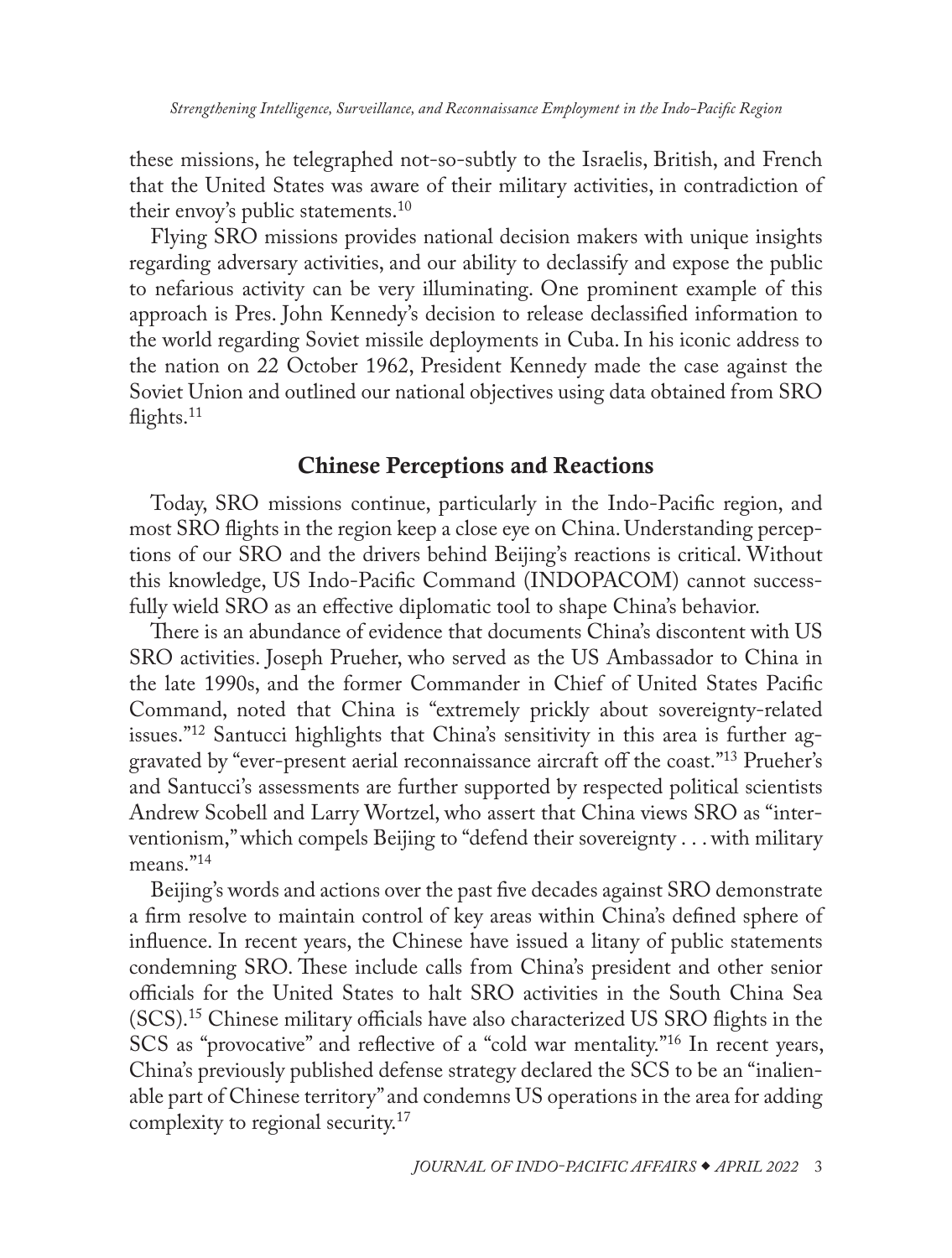these missions, he telegraphed not-so-subtly to the Israelis, British, and French that the United States was aware of their military activities, in contradiction of their envoy's public statements.[10]

Flying SRO missions provides national decision makers with unique insights regarding adversary activities, and our ability to declassify and expose the public to nefarious activity can be very illuminating. One prominent example of this approach is Pres. John Kennedy's decision to release declassified information to the world regarding Soviet missile deployments in Cuba. In his iconic address to the nation on 22 October 1962, President Kennedy made the case against the Soviet Union and outlined our national objectives using data obtained from SRO flights.[11]

## Chinese Perceptions and Reactions

Today, SRO missions continue, particularly in the Indo-Pacific region, and most SRO flights in the region keep a close eye on China. Understanding perceptions of our SRO and the drivers behind Beijing's reactions is critical. Without this knowledge, US Indo-Pacific Command (INDOPACOM) cannot successfully wield SRO as an effective diplomatic tool to shape China's behavior.

There is an abundance of evidence that documents China's discontent with US SRO activities. Joseph Prueher, who served as the US Ambassador to China in the late 1990s, and the former Commander in Chief of United States Pacific Command, noted that China is "extremely prickly about sovereignty-related issues."[12] Santucci highlights that China's sensitivity in this area is further aggravated by "ever-present aerial reconnaissance aircraft off the coast."[13] Prueher's and Santucci's assessments are further supported by respected political scientists Andrew Scobell and Larry Wortzel, who assert that China views SRO as "interventionism," which compels Beijing to "defend their sovereignty . . . with military means."[14]

Beijing's words and actions over the past five decades against SRO demonstrate a firm resolve to maintain control of key areas within China's defined sphere of influence. In recent years, the Chinese have issued a litany of public statements condemning SRO. These include calls from China's president and other senior officials for the United States to halt SRO activities in the South China Sea (SCS).[15] Chinese military officials have also characterized US SRO flights in the SCS as "provocative" and reflective of a "cold war mentality."[16] In recent years, China's previously published defense strategy declared the SCS to be an "inalienable part of Chinese territory" and condemns US operations in the area for adding complexity to regional security.[17]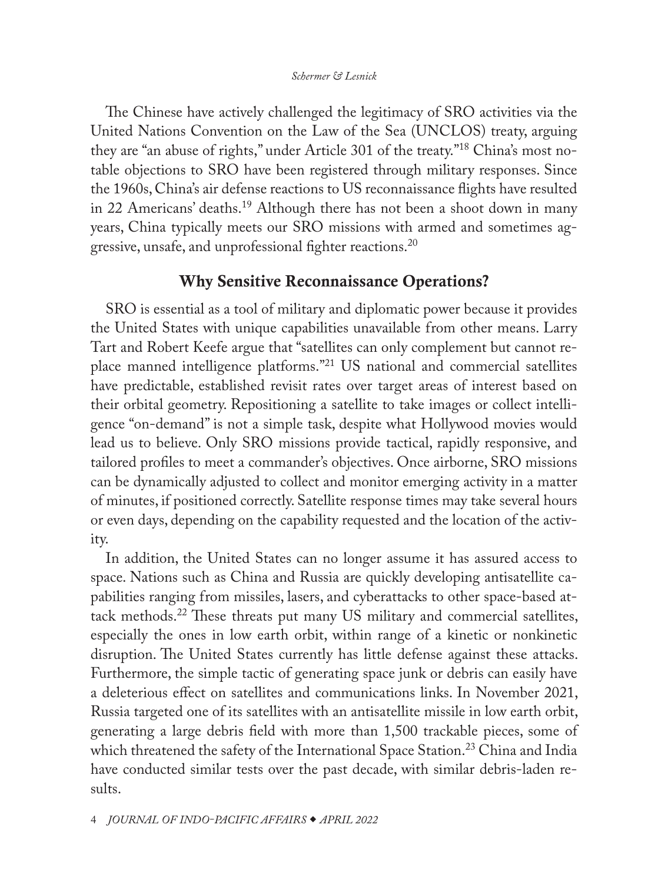The Chinese have actively challenged the legitimacy of SRO activities via the United Nations Convention on the Law of the Sea (UNCLOS) treaty, arguing they are "an abuse of rights," under Article 301 of the treaty."[18] China's most notable objections to SRO have been registered through military responses. Since the 1960s, China's air defense reactions to US reconnaissance flights have resulted in 22 Americans' deaths.[19] Although there has not been a shoot down in many years, China typically meets our SRO missions with armed and sometimes aggressive, unsafe, and unprofessional fighter reactions.[20]

## Why Sensitive Reconnaissance Operations?

SRO is essential as a tool of military and diplomatic power because it provides the United States with unique capabilities unavailable from other means. Larry Tart and Robert Keefe argue that "satellites can only complement but cannot replace manned intelligence platforms."[21] US national and commercial satellites have predictable, established revisit rates over target areas of interest based on their orbital geometry. Repositioning a satellite to take images or collect intelligence "on-demand" is not a simple task, despite what Hollywood movies would lead us to believe. Only SRO missions provide tactical, rapidly responsive, and tailored profiles to meet a commander's objectives. Once airborne, SRO missions can be dynamically adjusted to collect and monitor emerging activity in a matter of minutes, if positioned correctly. Satellite response times may take several hours or even days, depending on the capability requested and the location of the activity.

In addition, the United States can no longer assume it has assured access to space. Nations such as China and Russia are quickly developing antisatellite capabilities ranging from missiles, lasers, and cyberattacks to other space-based attack methods.[22] These threats put many US military and commercial satellites, especially the ones in low earth orbit, within range of a kinetic or nonkinetic disruption. The United States currently has little defense against these attacks. Furthermore, the simple tactic of generating space junk or debris can easily have a deleterious effect on satellites and communications links. In November 2021, Russia targeted one of its satellites with an antisatellite missile in low earth orbit, generating a large debris field with more than 1,500 trackable pieces, some of which threatened the safety of the International Space Station.[23] China and India have conducted similar tests over the past decade, with similar debris-laden results.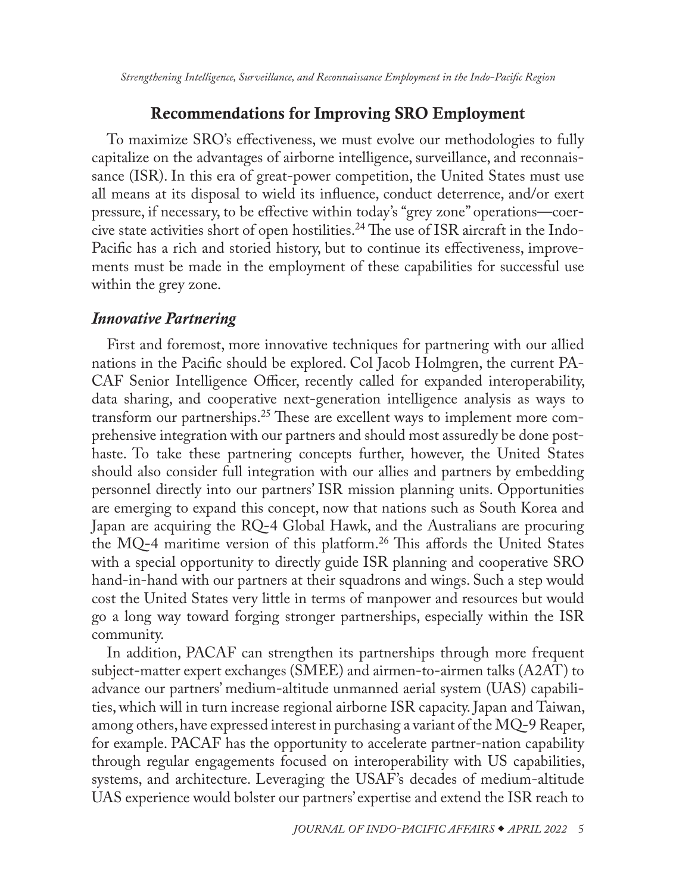## Recommendations for Improving SRO Employment

To maximize SRO's effectiveness, we must evolve our methodologies to fully capitalize on the advantages of airborne intelligence, surveillance, and reconnaissance (ISR). In this era of great-power competition, the United States must use all means at its disposal to wield its influence, conduct deterrence, and/or exert pressure, if necessary, to be effective within today's "grey zone" operations—coercive state activities short of open hostilities.[24] The use of ISR aircraft in the Indo-Pacific has a rich and storied history, but to continue its effectiveness, improvements must be made in the employment of these capabilities for successful use within the grey zone.

### *Innovative Partnering*

First and foremost, more innovative techniques for partnering with our allied nations in the Pacific should be explored. Col Jacob Holmgren, the current PACAF Senior Intelligence Officer, recently called for expanded interoperability, data sharing, and cooperative next-generation intelligence analysis as ways to transform our partnerships.[25] These are excellent ways to implement more comprehensive integration with our partners and should most assuredly be done posthaste. To take these partnering concepts further, however, the United States should also consider full integration with our allies and partners by embedding personnel directly into our partners' ISR mission planning units. Opportunities are emerging to expand this concept, now that nations such as South Korea and Japan are acquiring the RQ-4 Global Hawk, and the Australians are procuring the MQ-4 maritime version of this platform.[26] This affords the United States with a special opportunity to directly guide ISR planning and cooperative SRO hand-in-hand with our partners at their squadrons and wings. Such a step would cost the United States very little in terms of manpower and resources but would go a long way toward forging stronger partnerships, especially within the ISR community.

In addition, PACAF can strengthen its partnerships through more frequent subject-matter expert exchanges (SMEE) and airmen-to-airmen talks (A2AT) to advance our partners' medium-altitude unmanned aerial system (UAS) capabilities, which will in turn increase regional airborne ISR capacity. Japan and Taiwan, among others, have expressed interest in purchasing a variant of the MQ-9 Reaper, for example. PACAF has the opportunity to accelerate partner-nation capability through regular engagements focused on interoperability with US capabilities, systems, and architecture. Leveraging the USAF's decades of medium-altitude UAS experience would bolster our partners' expertise and extend the ISR reach to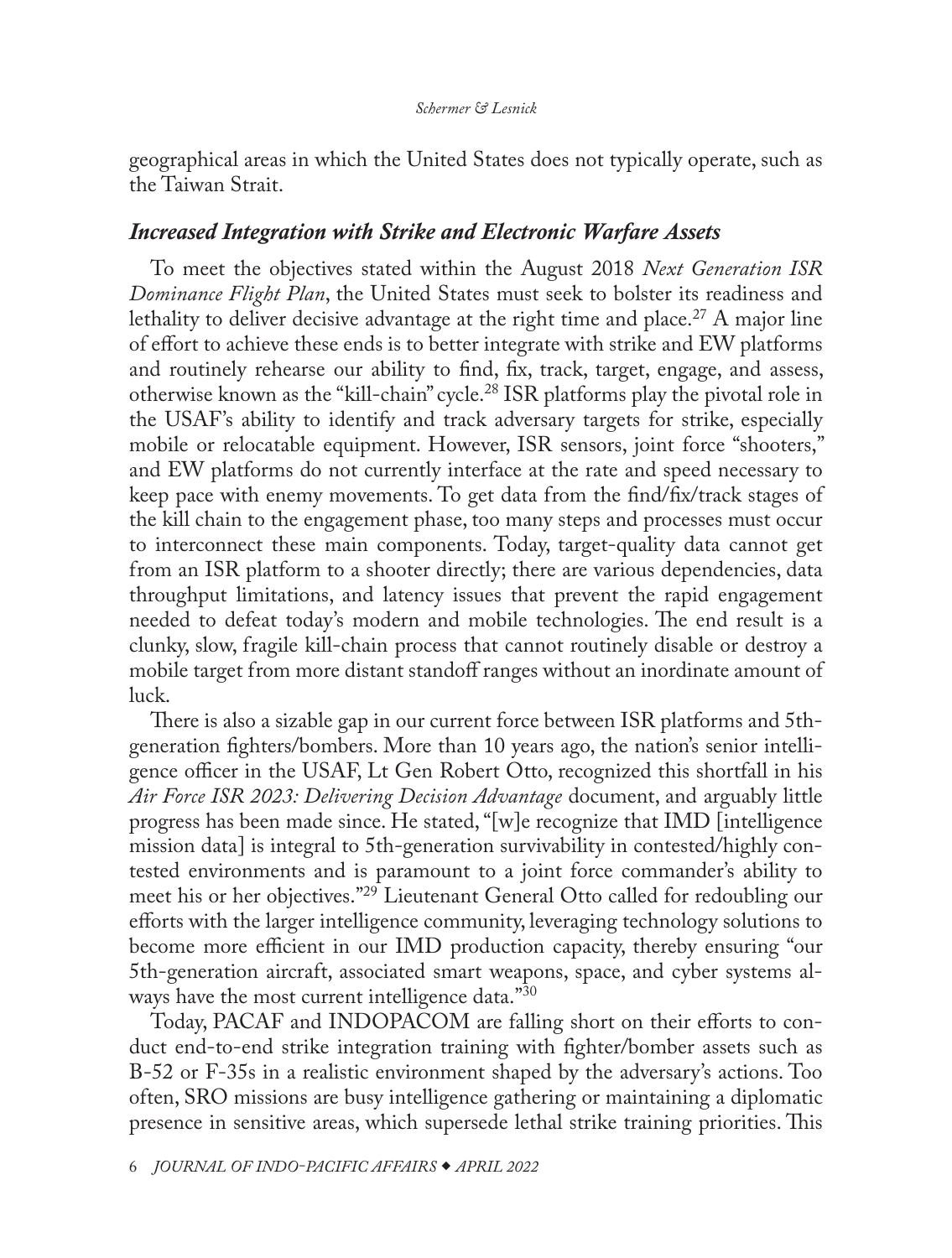geographical areas in which the United States does not typically operate, such as the Taiwan Strait.

### *Increased Integration with Strike and Electronic Warfare Assets*

To meet the objectives stated within the August 2018 *Next Generation ISR Dominance Flight Plan*, the United States must seek to bolster its readiness and lethality to deliver decisive advantage at the right time and place.[27] A major line of effort to achieve these ends is to better integrate with strike and EW platforms and routinely rehearse our ability to find, fix, track, target, engage, and assess, otherwise known as the "kill-chain" cycle.[28] ISR platforms play the pivotal role in the USAF's ability to identify and track adversary targets for strike, especially mobile or relocatable equipment. However, ISR sensors, joint force "shooters," and EW platforms do not currently interface at the rate and speed necessary to keep pace with enemy movements. To get data from the find/fix/track stages of the kill chain to the engagement phase, too many steps and processes must occur to interconnect these main components. Today, target-quality data cannot get from an ISR platform to a shooter directly; there are various dependencies, data throughput limitations, and latency issues that prevent the rapid engagement needed to defeat today's modern and mobile technologies. The end result is a clunky, slow, fragile kill-chain process that cannot routinely disable or destroy a mobile target from more distant standoff ranges without an inordinate amount of luck.

There is also a sizable gap in our current force between ISR platforms and 5th-generation fighters/bombers. More than 10 years ago, the nation's senior intelligence officer in the USAF, Lt Gen Robert Otto, recognized this shortfall in his *Air Force ISR 2023: Delivering Decision Advantage* document, and arguably little progress has been made since. He stated, "[w]e recognize that IMD [intelligence mission data] is integral to 5th-generation survivability in contested/highly contested environments and is paramount to a joint force commander's ability to meet his or her objectives."[29] Lieutenant General Otto called for redoubling our efforts with the larger intelligence community, leveraging technology solutions to become more efficient in our IMD production capacity, thereby ensuring "our 5th-generation aircraft, associated smart weapons, space, and cyber systems always have the most current intelligence data."[30]

Today, PACAF and INDOPACOM are falling short on their efforts to conduct end-to-end strike integration training with fighter/bomber assets such as B-52 or F-35s in a realistic environment shaped by the adversary's actions. Too often, SRO missions are busy intelligence gathering or maintaining a diplomatic presence in sensitive areas, which supersede lethal strike training priorities. This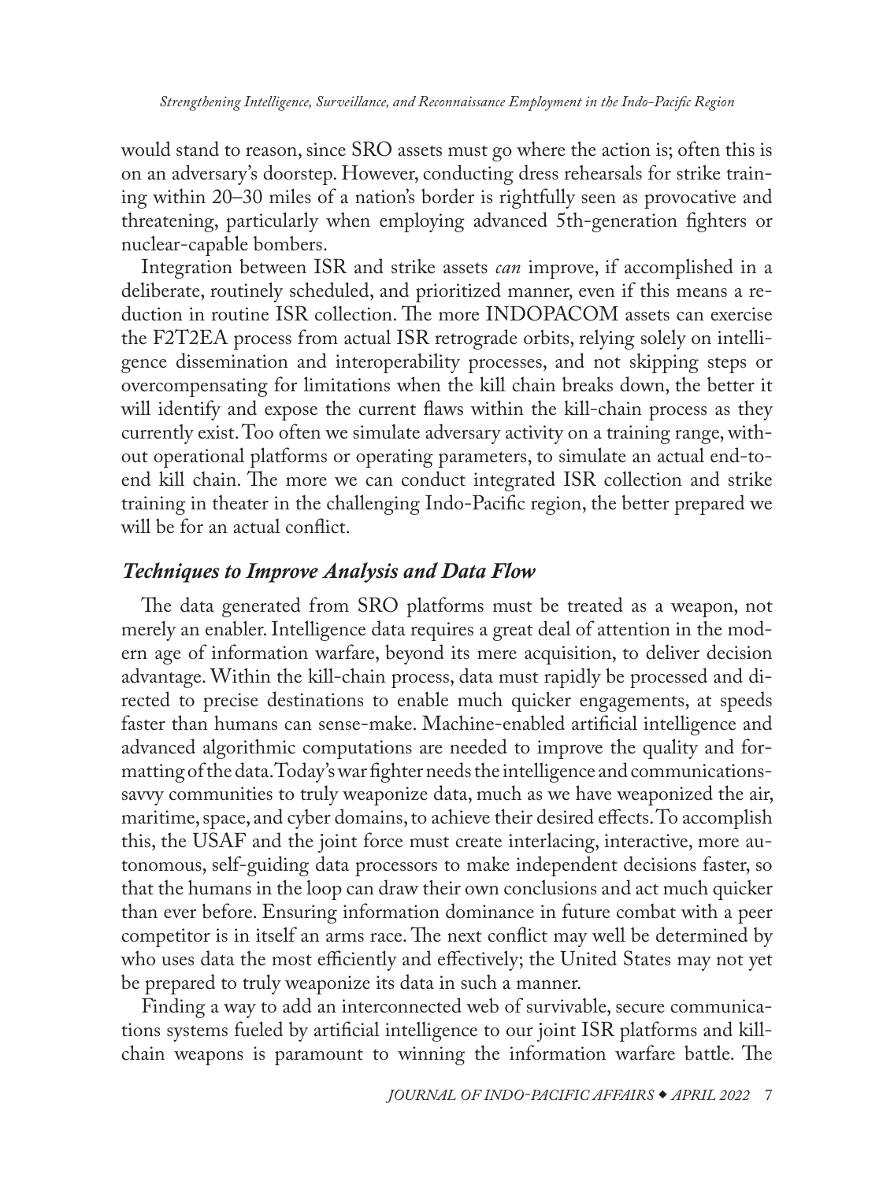would stand to reason, since SRO assets must go where the action is; often this is on an adversary's doorstep. However, conducting dress rehearsals for strike training within 20–30 miles of a nation's border is rightfully seen as provocative and threatening, particularly when employing advanced 5th-generation fighters or nuclear-capable bombers.

Integration between ISR and strike assets *can* improve, if accomplished in a deliberate, routinely scheduled, and prioritized manner, even if this means a reduction in routine ISR collection. The more INDOPACOM assets can exercise the F2T2EA process from actual ISR retrograde orbits, relying solely on intelligence dissemination and interoperability processes, and not skipping steps or overcompensating for limitations when the kill chain breaks down, the better it will identify and expose the current flaws within the kill-chain process as they currently exist. Too often we simulate adversary activity on a training range, without operational platforms or operating parameters, to simulate an actual end-to-end kill chain. The more we can conduct integrated ISR collection and strike training in theater in the challenging Indo-Pacific region, the better prepared we will be for an actual conflict.

## *Techniques to Improve Analysis and Data Flow*

The data generated from SRO platforms must be treated as a weapon, not merely an enabler. Intelligence data requires a great deal of attention in the modern age of information warfare, beyond its mere acquisition, to deliver decision advantage. Within the kill-chain process, data must rapidly be processed and directed to precise destinations to enable much quicker engagements, at speeds faster than humans can sense-make. Machine-enabled artificial intelligence and advanced algorithmic computations are needed to improve the quality and formatting of the data. Today's war fighter needs the intelligence and communications-savvy communities to truly weaponize data, much as we have weaponized the air, maritime, space, and cyber domains, to achieve their desired effects. To accomplish this, the USAF and the joint force must create interlacing, interactive, more autonomous, self-guiding data processors to make independent decisions faster, so that the humans in the loop can draw their own conclusions and act much quicker than ever before. Ensuring information dominance in future combat with a peer competitor is in itself an arms race. The next conflict may well be determined by who uses data the most efficiently and effectively; the United States may not yet be prepared to truly weaponize its data in such a manner.

Finding a way to add an interconnected web of survivable, secure communications systems fueled by artificial intelligence to our joint ISR platforms and kill-chain weapons is paramount to winning the information warfare battle. The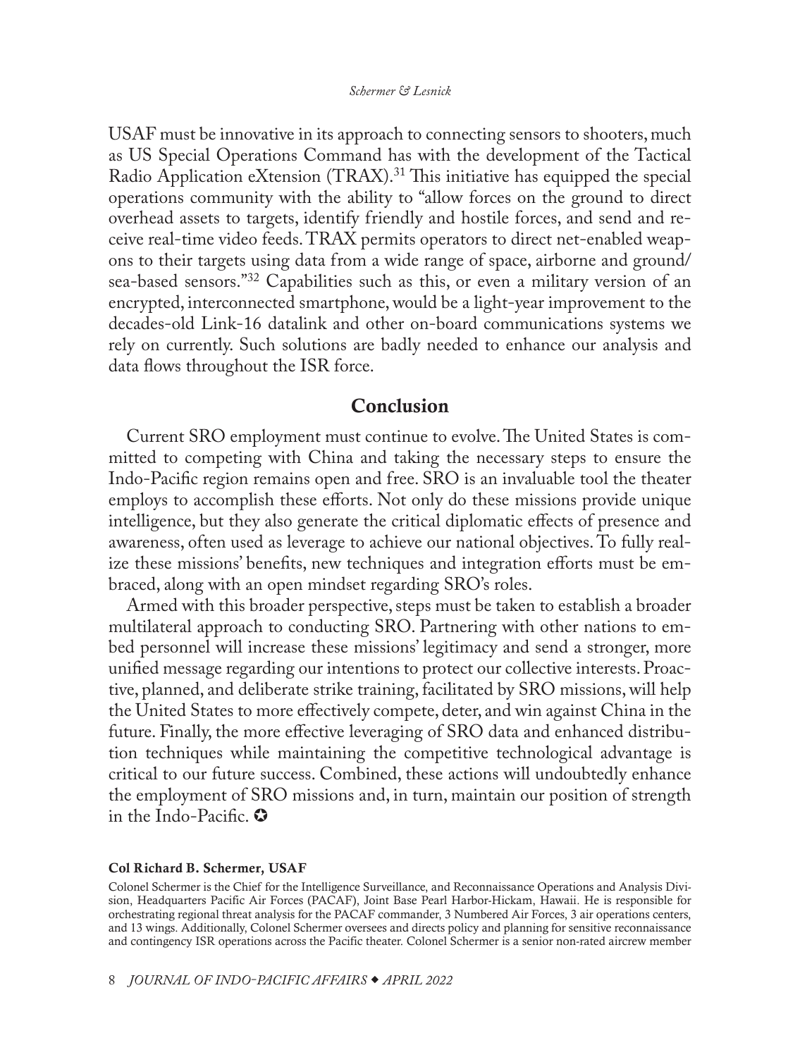USAF must be innovative in its approach to connecting sensors to shooters, much as US Special Operations Command has with the development of the Tactical Radio Application eXtension (TRAX).[31] This initiative has equipped the special operations community with the ability to "allow forces on the ground to direct overhead assets to targets, identify friendly and hostile forces, and send and receive real-time video feeds. TRAX permits operators to direct net-enabled weapons to their targets using data from a wide range of space, airborne and ground/sea-based sensors."[32] Capabilities such as this, or even a military version of an encrypted, interconnected smartphone, would be a light-year improvement to the decades-old Link-16 datalink and other on-board communications systems we rely on currently. Such solutions are badly needed to enhance our analysis and data flows throughout the ISR force.

## Conclusion

Current SRO employment must continue to evolve. The United States is committed to competing with China and taking the necessary steps to ensure the Indo-Pacific region remains open and free. SRO is an invaluable tool the theater employs to accomplish these efforts. Not only do these missions provide unique intelligence, but they also generate the critical diplomatic effects of presence and awareness, often used as leverage to achieve our national objectives. To fully realize these missions' benefits, new techniques and integration efforts must be embraced, along with an open mindset regarding SRO's roles.

Armed with this broader perspective, steps must be taken to establish a broader multilateral approach to conducting SRO. Partnering with other nations to embed personnel will increase these missions' legitimacy and send a stronger, more unified message regarding our intentions to protect our collective interests. Proactive, planned, and deliberate strike training, facilitated by SRO missions, will help the United States to more effectively compete, deter, and win against China in the future. Finally, the more effective leveraging of SRO data and enhanced distribution techniques while maintaining the competitive technological advantage is critical to our future success. Combined, these actions will undoubtedly enhance the employment of SRO missions and, in turn, maintain our position of strength in the Indo-Pacific. ✪

**Col Richard B. Schermer, USAF**

Colonel Schermer is the Chief for the Intelligence Surveillance, and Reconnaissance Operations and Analysis Division, Headquarters Pacific Air Forces (PACAF), Joint Base Pearl Harbor-Hickam, Hawaii. He is responsible for orchestrating regional threat analysis for the PACAF commander, 3 Numbered Air Forces, 3 air operations centers, and 13 wings. Additionally, Colonel Schermer oversees and directs policy and planning for sensitive reconnaissance and contingency ISR operations across the Pacific theater. Colonel Schermer is a senior non-rated aircrew member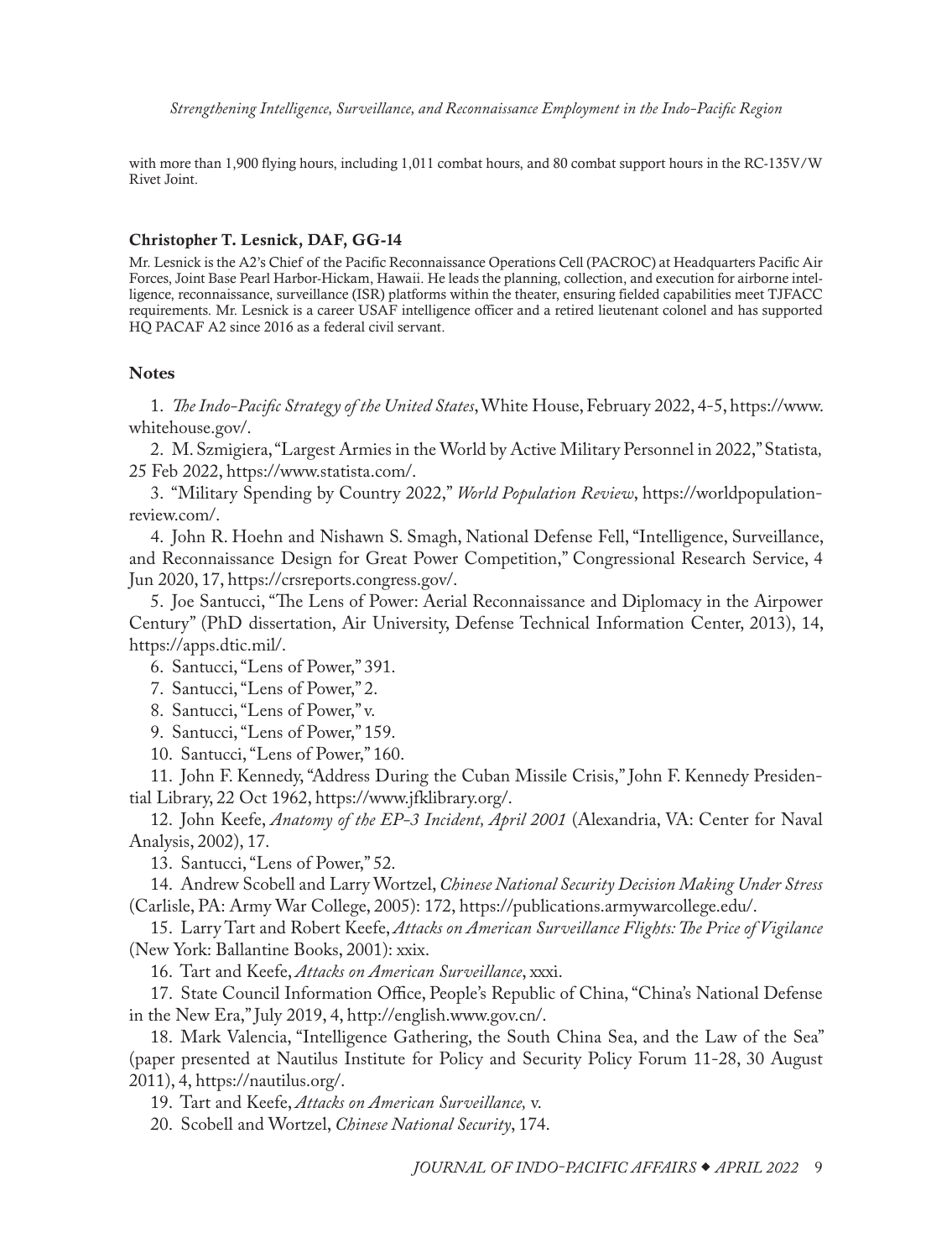with more than 1,900 flying hours, including 1,011 combat hours, and 80 combat support hours in the RC-135V/W Rivet Joint.

**Christopher T. Lesnick, DAF, GG-14**

Mr. Lesnick is the A2's Chief of the Pacific Reconnaissance Operations Cell (PACROC) at Headquarters Pacific Air Forces, Joint Base Pearl Harbor-Hickam, Hawaii. He leads the planning, collection, and execution for airborne intelligence, reconnaissance, surveillance (ISR) platforms within the theater, ensuring fielded capabilities meet TJFACC requirements. Mr. Lesnick is a career USAF intelligence officer and a retired lieutenant colonel and has supported HQ PACAF A2 since 2016 as a federal civil servant.

### Notes

1. *The Indo-Pacific Strategy of the United States*, White House, February 2022, 4-5, https://www.whitehouse.gov/.
2. M. Szmigiera, "Largest Armies in the World by Active Military Personnel in 2022," Statista, 25 Feb 2022, https://www.statista.com/.
3. "Military Spending by Country 2022," *World Population Review*, https://worldpopulationreview.com/.
4. John R. Hoehn and Nishawn S. Smagh, National Defense Fell, "Intelligence, Surveillance, and Reconnaissance Design for Great Power Competition," Congressional Research Service, 4 Jun 2020, 17, https://crsreports.congress.gov/.
5. Joe Santucci, "The Lens of Power: Aerial Reconnaissance and Diplomacy in the Airpower Century" (PhD dissertation, Air University, Defense Technical Information Center, 2013), 14, https://apps.dtic.mil/.
6. Santucci, "Lens of Power," 391.
7. Santucci, "Lens of Power," 2.
8. Santucci, "Lens of Power," v.
9. Santucci, "Lens of Power," 159.
10. Santucci, "Lens of Power," 160.
11. John F. Kennedy, "Address During the Cuban Missile Crisis," John F. Kennedy Presidential Library, 22 Oct 1962, https://www.jfklibrary.org/.
12. John Keefe, *Anatomy of the EP-3 Incident, April 2001* (Alexandria, VA: Center for Naval Analysis, 2002), 17.
13. Santucci, "Lens of Power," 52.
14. Andrew Scobell and Larry Wortzel, *Chinese National Security Decision Making Under Stress* (Carlisle, PA: Army War College, 2005): 172, https://publications.armywarcollege.edu/.
15. Larry Tart and Robert Keefe, *Attacks on American Surveillance Flights: The Price of Vigilance* (New York: Ballantine Books, 2001): xxix.
16. Tart and Keefe, *Attacks on American Surveillance*, xxxi.
17. State Council Information Office, People's Republic of China, "China's National Defense in the New Era," July 2019, 4, http://english.www.gov.cn/.
18. Mark Valencia, "Intelligence Gathering, the South China Sea, and the Law of the Sea" (paper presented at Nautilus Institute for Policy and Security Policy Forum 11-28, 30 August 2011), 4, https://nautilus.org/.
19. Tart and Keefe, *Attacks on American Surveillance,* v.
20. Scobell and Wortzel, *Chinese National Security*, 174.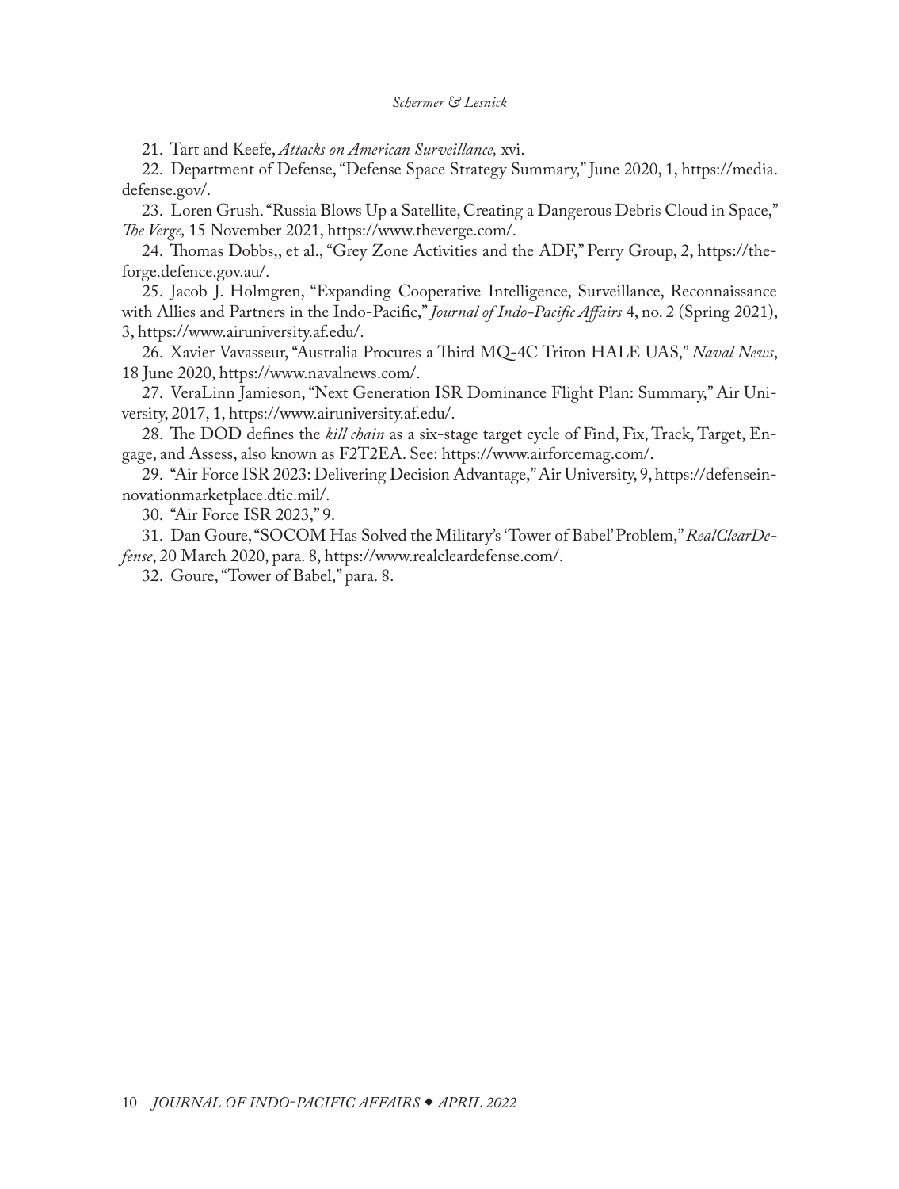21. Tart and Keefe, *Attacks on American Surveillance,* xvi.

22. Department of Defense, "Defense Space Strategy Summary," June 2020, 1, https://media.defense.gov/.

23. Loren Grush. "Russia Blows Up a Satellite, Creating a Dangerous Debris Cloud in Space," *The Verge,* 15 November 2021, https://www.theverge.com/.

24. Thomas Dobbs,, et al., "Grey Zone Activities and the ADF," Perry Group, 2, https://theforge.defence.gov.au/.

25. Jacob J. Holmgren, "Expanding Cooperative Intelligence, Surveillance, Reconnaissance with Allies and Partners in the Indo-Pacific," *Journal of Indo-Pacific Affairs* 4, no. 2 (Spring 2021), 3, https://www.airuniversity.af.edu/.

26. Xavier Vavasseur, "Australia Procures a Third MQ-4C Triton HALE UAS," *Naval News*, 18 June 2020, https://www.navalnews.com/.

27. VeraLinn Jamieson, "Next Generation ISR Dominance Flight Plan: Summary," Air University, 2017, 1, https://www.airuniversity.af.edu/.

28. The DOD defines the *kill chain* as a six-stage target cycle of Find, Fix, Track, Target, Engage, and Assess, also known as F2T2EA. See: https://www.airforcemag.com/.

29. "Air Force ISR 2023: Delivering Decision Advantage," Air University, 9, https://defenseinnovationmarketplace.dtic.mil/.

30. "Air Force ISR 2023," 9.

31. Dan Goure, "SOCOM Has Solved the Military's 'Tower of Babel' Problem," *RealClearDefense*, 20 March 2020, para. 8, https://www.realcleardefense.com/.

32. Goure, "Tower of Babel," para. 8.